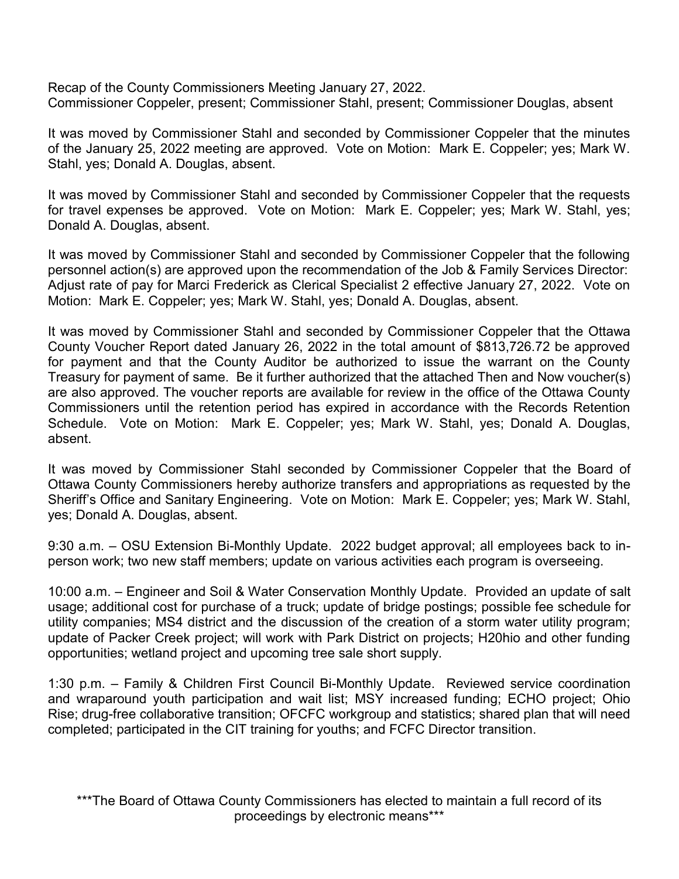Recap of the County Commissioners Meeting January 27, 2022.
Commissioner Coppeler, present; Commissioner Stahl, present; Commissioner Douglas, absent

It was moved by Commissioner Stahl and seconded by Commissioner Coppeler that the minutes of the January 25, 2022 meeting are approved. Vote on Motion: Mark E. Coppeler; yes; Mark W. Stahl, yes; Donald A. Douglas, absent.

It was moved by Commissioner Stahl and seconded by Commissioner Coppeler that the requests for travel expenses be approved. Vote on Motion: Mark E. Coppeler; yes; Mark W. Stahl, yes; Donald A. Douglas, absent.

It was moved by Commissioner Stahl and seconded by Commissioner Coppeler that the following personnel action(s) are approved upon the recommendation of the Job & Family Services Director: Adjust rate of pay for Marci Frederick as Clerical Specialist 2 effective January 27, 2022. Vote on Motion: Mark E. Coppeler; yes; Mark W. Stahl, yes; Donald A. Douglas, absent.

It was moved by Commissioner Stahl and seconded by Commissioner Coppeler that the Ottawa County Voucher Report dated January 26, 2022 in the total amount of $813,726.72 be approved for payment and that the County Auditor be authorized to issue the warrant on the County Treasury for payment of same. Be it further authorized that the attached Then and Now voucher(s) are also approved. The voucher reports are available for review in the office of the Ottawa County Commissioners until the retention period has expired in accordance with the Records Retention Schedule. Vote on Motion: Mark E. Coppeler; yes; Mark W. Stahl, yes; Donald A. Douglas, absent.

It was moved by Commissioner Stahl seconded by Commissioner Coppeler that the Board of Ottawa County Commissioners hereby authorize transfers and appropriations as requested by the Sheriff's Office and Sanitary Engineering. Vote on Motion: Mark E. Coppeler; yes; Mark W. Stahl, yes; Donald A. Douglas, absent.

9:30 a.m. – OSU Extension Bi-Monthly Update. 2022 budget approval; all employees back to in-person work; two new staff members; update on various activities each program is overseeing.

10:00 a.m. – Engineer and Soil & Water Conservation Monthly Update. Provided an update of salt usage; additional cost for purchase of a truck; update of bridge postings; possible fee schedule for utility companies; MS4 district and the discussion of the creation of a storm water utility program; update of Packer Creek project; will work with Park District on projects; H20hio and other funding opportunities; wetland project and upcoming tree sale short supply.

1:30 p.m. – Family & Children First Council Bi-Monthly Update. Reviewed service coordination and wraparound youth participation and wait list; MSY increased funding; ECHO project; Ohio Rise; drug-free collaborative transition; OFCFC workgroup and statistics; shared plan that will need completed; participated in the CIT training for youths; and FCFC Director transition.

***The Board of Ottawa County Commissioners has elected to maintain a full record of its proceedings by electronic means***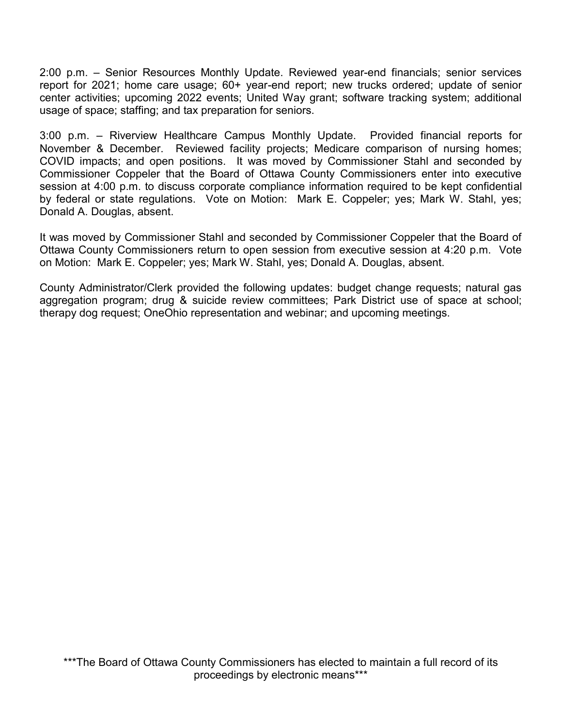2:00 p.m. – Senior Resources Monthly Update. Reviewed year-end financials; senior services report for 2021; home care usage; 60+ year-end report; new trucks ordered; update of senior center activities; upcoming 2022 events; United Way grant; software tracking system; additional usage of space; staffing; and tax preparation for seniors.

3:00 p.m. – Riverview Healthcare Campus Monthly Update. Provided financial reports for November & December. Reviewed facility projects; Medicare comparison of nursing homes; COVID impacts; and open positions. It was moved by Commissioner Stahl and seconded by Commissioner Coppeler that the Board of Ottawa County Commissioners enter into executive session at 4:00 p.m. to discuss corporate compliance information required to be kept confidential by federal or state regulations. Vote on Motion: Mark E. Coppeler; yes; Mark W. Stahl, yes; Donald A. Douglas, absent.

It was moved by Commissioner Stahl and seconded by Commissioner Coppeler that the Board of Ottawa County Commissioners return to open session from executive session at 4:20 p.m. Vote on Motion: Mark E. Coppeler; yes; Mark W. Stahl, yes; Donald A. Douglas, absent.

County Administrator/Clerk provided the following updates: budget change requests; natural gas aggregation program; drug & suicide review committees; Park District use of space at school; therapy dog request; OneOhio representation and webinar; and upcoming meetings.

***The Board of Ottawa County Commissioners has elected to maintain a full record of its proceedings by electronic means***